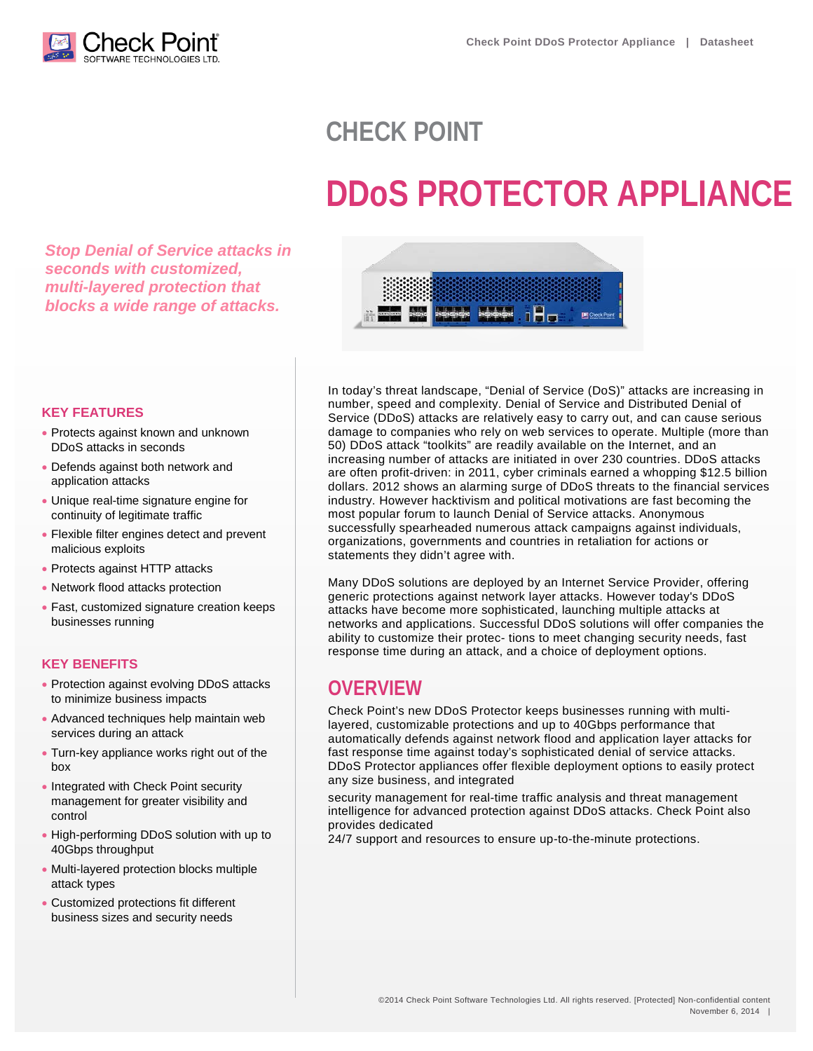# CHECK POINT

# DDoS PROTECTOR APPLIANCE

*Stop Denial of Service attacks in seconds with customized, multi-layered protection that blocks a wide range of attacks.*

## KEY FEATURES

- Protects against known and unknown DDoS attacks in seconds
- Defends against both network and application attacks
- Unique real-time signature engine for continuity of legitimate traffic
- Flexible filter engines detect and prevent malicious exploits
- Protects against HTTP attacks
- Network flood attacks protection
- Fast, customized signature creation keeps businesses running

## KEY BENEFITS

- Protection against evolving DDoS attacks to minimize business impacts
- Advanced techniques help maintain web services during an attack
- Turn-key appliance works right out of the box
- Integrated with Check Point security management for greater visibility and control
- High-performing DDoS solution with up to 40Gbps throughput
- Multi-layered protection blocks multiple attack types
- Customized protections fit different business sizes and security needs

In today's threat landscape, "Denial of Service (DoS)" attacks are increasing in number, speed and complexity. Denial of Service and Distributed Denial of Service (DDoS) attacks are relatively easy to carry out, and can cause serious damage to companies who rely on web services to operate. Multiple (more than 50) DDoS attack "toolkits" are readily available on the Internet, and an increasing number of attacks are initiated in over 230 countries. DDoS attacks are often profit-driven: in 2011, cyber criminals earned a whopping $12.5 billion dollars. 2012 shows an alarming surge of DDoS threats to the financial services industry. However hacktivism and political motivations are fast becoming the most popular forum to launch Denial of Service attacks. Anonymous successfully spearheaded numerous attack campaigns against individuals, organizations, governments and countries in retaliation for actions or statements they didn't agree with.

Many DDoS solutions are deployed by an Internet Service Provider, offering generic protections against network layer attacks. However today's DDoS attacks have become more sophisticated, launching multiple attacks at networks and applications. Successful DDoS solutions will offer companies the ability to customize their protec- tions to meet changing security needs, fast response time during an attack, and a choice of deployment options.

## OVERVIEW

Check Point's new DDoS Protector keeps businesses running with multi-layered, customizable protections and up to 40Gbps performance that automatically defends against network flood and application layer attacks for fast response time against today's sophisticated denial of service attacks. DDoS Protector appliances offer flexible deployment options to easily protect any size business, and integrated

security management for real-time traffic analysis and threat management intelligence for advanced protection against DDoS attacks. Check Point also provides dedicated

24/7 support and resources to ensure up-to-the-minute protections.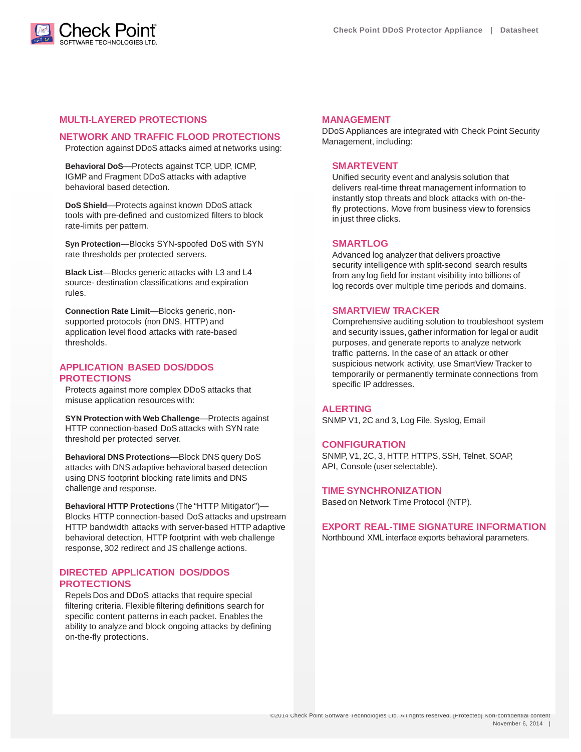## MULTI-LAYERED PROTECTIONS

### NETWORK AND TRAFFIC FLOOD PROTECTIONS

Protection against DDoS attacks aimed at networks using:

**Behavioral DoS**—Protects against TCP, UDP, ICMP, IGMP and Fragment DDoS attacks with adaptive behavioral based detection.

**DoS Shield**—Protects against known DDoS attack tools with pre-defined and customized filters to block rate-limits per pattern.

**Syn Protection**—Blocks SYN-spoofed DoS with SYN rate thresholds per protected servers.

**Black List**—Blocks generic attacks with L3 and L4 source- destination classifications and expiration rules.

**Connection Rate Limit**—Blocks generic, non-supported protocols (non DNS, HTTP) and application level flood attacks with rate-based thresholds.

### APPLICATION BASED DOS/DDOS PROTECTIONS

Protects against more complex DDoS attacks that misuse application resources with:

**SYN Protection with Web Challenge**—Protects against HTTP connection-based DoS attacks with SYN rate threshold per protected server.

**Behavioral DNS Protections**—Block DNS query DoS attacks with DNS adaptive behavioral based detection using DNS footprint blocking rate limits and DNS challenge and response.

**Behavioral HTTP Protections** (The "HTTP Mitigator")—Blocks HTTP connection-based DoS attacks and upstream HTTP bandwidth attacks with server-based HTTP adaptive behavioral detection, HTTP footprint with web challenge response, 302 redirect and JS challenge actions.

### DIRECTED APPLICATION DOS/DDOS PROTECTIONS

Repels Dos and DDoS attacks that require special filtering criteria. Flexible filtering definitions search for specific content patterns in each packet. Enables the ability to analyze and block ongoing attacks by defining on-the-fly protections.

## MANAGEMENT

DDoS Appliances are integrated with Check Point Security Management, including:

### SMARTEVENT

Unified security event and analysis solution that delivers real-time threat management information to instantly stop threats and block attacks with on-the-fly protections. Move from business view to forensics in just three clicks.

### SMARTLOG

Advanced log analyzer that delivers proactive security intelligence with split-second search results from any log field for instant visibility into billions of log records over multiple time periods and domains.

### SMARTVIEW TRACKER

Comprehensive auditing solution to troubleshoot system and security issues, gather information for legal or audit purposes, and generate reports to analyze network traffic patterns. In the case of an attack or other suspicious network activity, use SmartView Tracker to temporarily or permanently terminate connections from specific IP addresses.

## ALERTING

SNMP V1, 2C and 3, Log File, Syslog, Email

## CONFIGURATION

SNMP, V1, 2C, 3, HTTP, HTTPS, SSH, Telnet, SOAP, API, Console (user selectable).

## TIME SYNCHRONIZATION

Based on Network Time Protocol (NTP).

## EXPORT REAL-TIME SIGNATURE INFORMATION

Northbound XML interface exports behavioral parameters.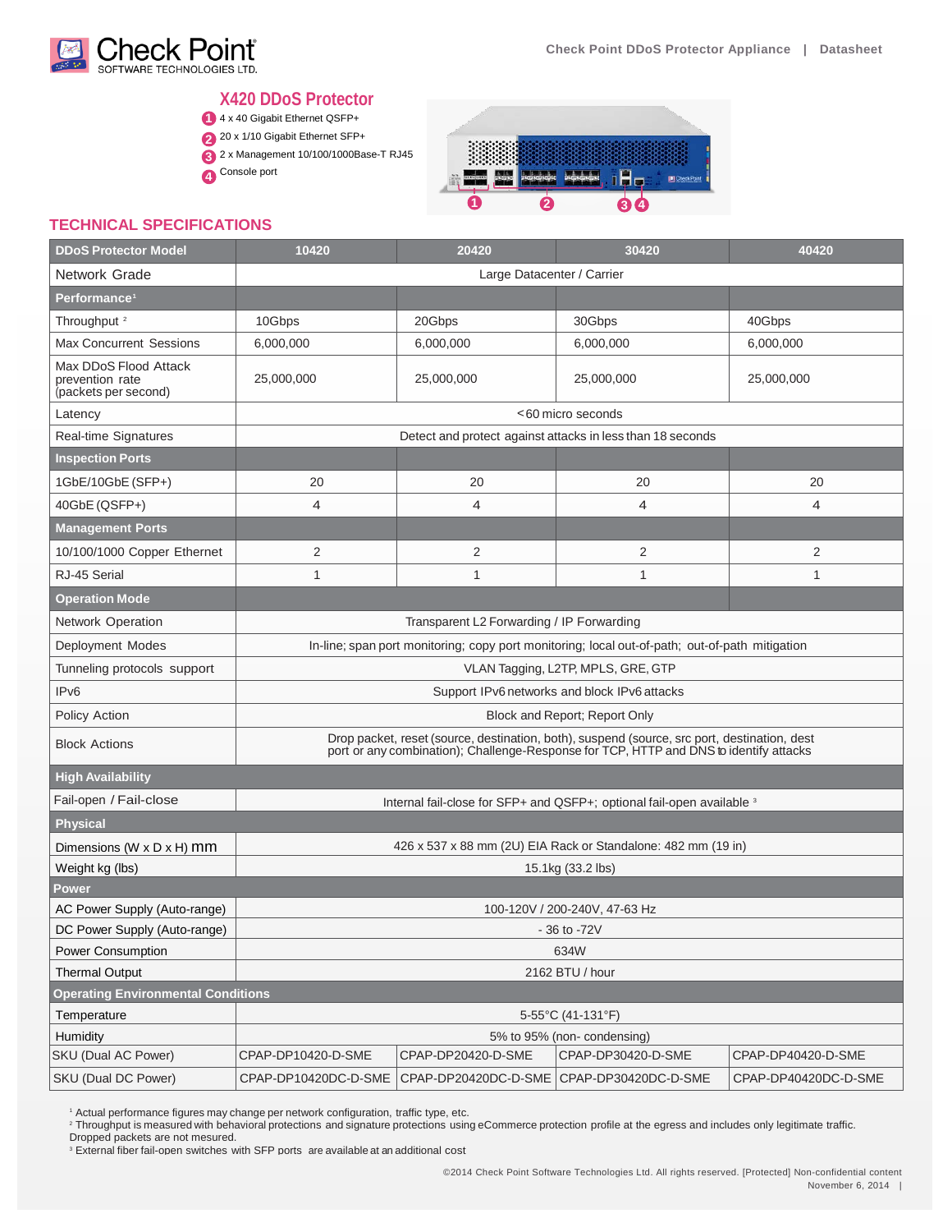## X420 DDoS Protector

1. 4 x 40 Gigabit Ethernet QSFP+
2. 20 x 1/10 Gigabit Ethernet SFP+
3. 2 x Management 10/100/1000Base-T RJ45
4. Console port

## TECHNICAL SPECIFICATIONS

| DDoS Protector Model | 10420 | 20420 | 30420 | 40420 |
|---|---|---|---|---|
| Network Grade | Large Datacenter / Carrier | | | |
| **Performance**[1] | | | | |
| Throughput [2] | 10Gbps | 20Gbps | 30Gbps | 40Gbps |
| Max Concurrent Sessions | 6,000,000 | 6,000,000 | 6,000,000 | 6,000,000 |
| Max DDoS Flood Attack prevention rate (packets per second) | 25,000,000 | 25,000,000 | 25,000,000 | 25,000,000 |
| Latency | <60 micro seconds | | | |
| Real-time Signatures | Detect and protect against attacks in less than 18 seconds | | | |
| **Inspection Ports** | | | | |
| 1GbE/10GbE (SFP+) | 20 | 20 | 20 | 20 |
| 40GbE (QSFP+) | 4 | 4 | 4 | 4 |
| **Management Ports** | | | | |
| 10/100/1000 Copper Ethernet | 2 | 2 | 2 | 2 |
| RJ-45 Serial | 1 | 1 | 1 | 1 |
| **Operation Mode** | | | | |
| Network Operation | Transparent L2 Forwarding / IP Forwarding | | | |
| Deployment Modes | In-line; span port monitoring; copy port monitoring; local out-of-path; out-of-path mitigation | | | |
| Tunneling protocols support | VLAN Tagging, L2TP, MPLS, GRE, GTP | | | |
| IPv6 | Support IPv6 networks and block IPv6 attacks | | | |
| Policy Action | Block and Report; Report Only | | | |
| Block Actions | Drop packet, reset (source, destination, both), suspend (source, src port, destination, dest port or any combination); Challenge-Response for TCP, HTTP and DNS to identify attacks | | | |
| **High Availability** | | | | |
| Fail-open / Fail-close | Internal fail-close for SFP+ and QSFP+; optional fail-open available [3] | | | |
| **Physical** | | | | |
| Dimensions (W x D x H) mm | 426 x 537 x 88 mm (2U) EIA Rack or Standalone: 482 mm (19 in) | | | |
| Weight kg (lbs) | 15.1kg (33.2 lbs) | | | |
| **Power** | | | | |
| AC Power Supply (Auto-range) | 100-120V / 200-240V, 47-63 Hz | | | |
| DC Power Supply (Auto-range) | - 36 to -72V | | | |
| Power Consumption | 634W | | | |
| Thermal Output | 2162 BTU / hour | | | |
| **Operating Environmental Conditions** | | | | |
| Temperature | 5-55°C (41-131°F) | | | |
| Humidity | 5% to 95% (non- condensing) | | | |
| SKU (Dual AC Power) | CPAP-DP10420-D-SME | CPAP-DP20420-D-SME | CPAP-DP30420-D-SME | CPAP-DP40420-D-SME |
| SKU (Dual DC Power) | CPAP-DP10420DC-D-SME | CPAP-DP20420DC-D-SME | CPAP-DP30420DC-D-SME | CPAP-DP40420DC-D-SME |

[1] Actual performance figures may change per network configuration, traffic type, etc.
[2] Throughput is measured with behavioral protections and signature protections using eCommerce protection profile at the egress and includes only legitimate traffic. Dropped packets are not mesured.
[3] External fiber fail-open switches with SFP ports are available at an additional cost

©2014 Check Point Software Technologies Ltd. All rights reserved. [Protected] Non-confidential content
November 6, 2014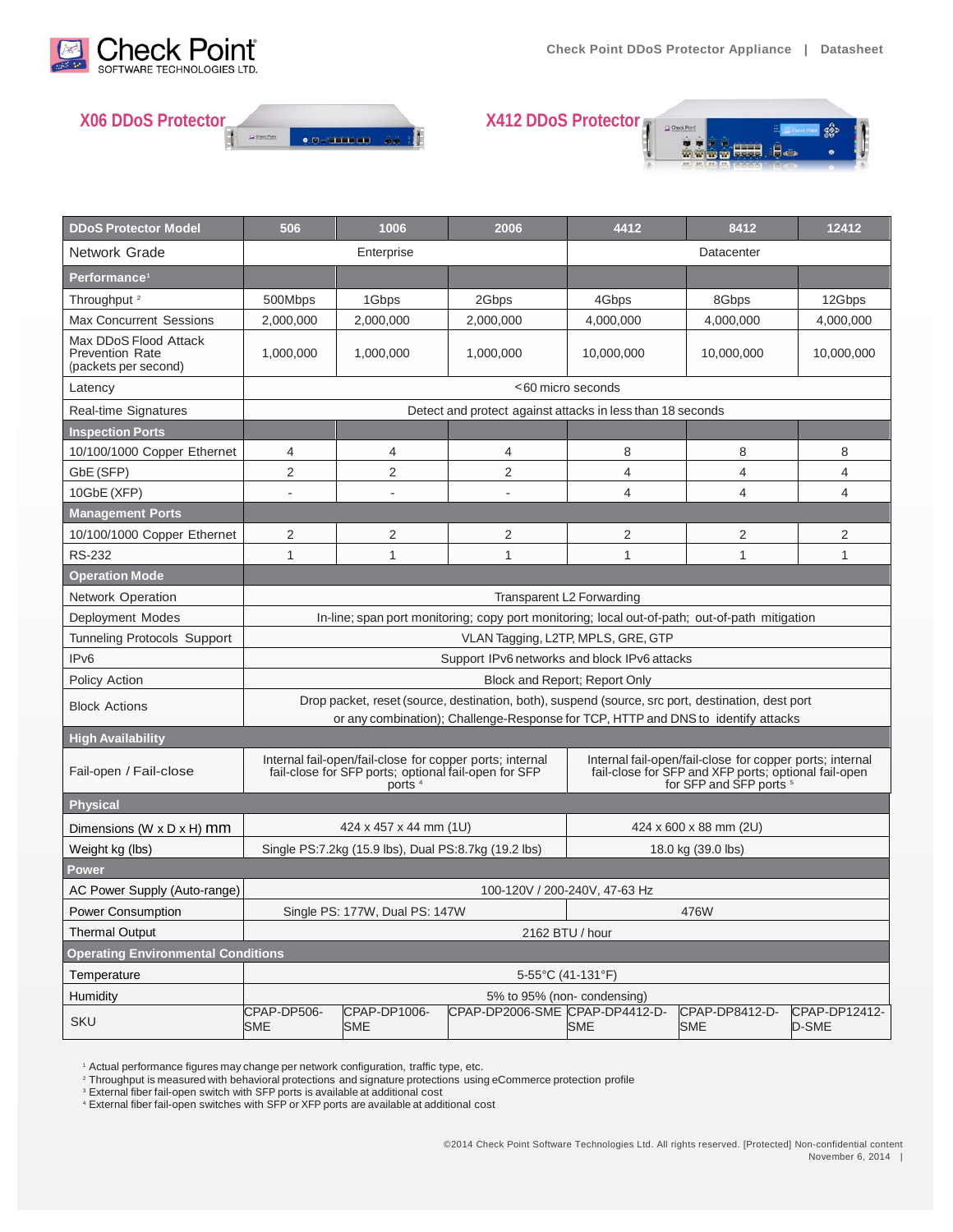## X06 DDoS Protector

## X412 DDoS Protector

| DDoS Protector Model | 506 | 1006 | 2006 | 4412 | 8412 | 12412 |
|---|---|---|---|---|---|---|
| Network Grade | Enterprise | | | Datacenter | | |
| **Performance**[1] | | | | | | |
| Throughput [2] | 500Mbps | 1Gbps | 2Gbps | 4Gbps | 8Gbps | 12Gbps |
| Max Concurrent Sessions | 2,000,000 | 2,000,000 | 2,000,000 | 4,000,000 | 4,000,000 | 4,000,000 |
| Max DDoS Flood Attack Prevention Rate (packets per second) | 1,000,000 | 1,000,000 | 1,000,000 | 10,000,000 | 10,000,000 | 10,000,000 |
| Latency | <60 micro seconds | | | | | |
| Real-time Signatures | Detect and protect against attacks in less than 18 seconds | | | | | |
| **Inspection Ports** | | | | | | |
| 10/100/1000 Copper Ethernet | 4 | 4 | 4 | 8 | 8 | 8 |
| GbE (SFP) | 2 | 2 | 2 | 4 | 4 | 4 |
| 10GbE (XFP) | - | - | - | 4 | 4 | 4 |
| **Management Ports** | | | | | | |
| 10/100/1000 Copper Ethernet | 2 | 2 | 2 | 2 | 2 | 2 |
| RS-232 | 1 | 1 | 1 | 1 | 1 | 1 |
| **Operation Mode** | | | | | | |
| Network Operation | Transparent L2 Forwarding | | | | | |
| Deployment Modes | In-line; span port monitoring; copy port monitoring; local out-of-path; out-of-path mitigation | | | | | |
| Tunneling Protocols Support | VLAN Tagging, L2TP, MPLS, GRE, GTP | | | | | |
| IPv6 | Support IPv6 networks and block IPv6 attacks | | | | | |
| Policy Action | Block and Report; Report Only | | | | | |
| Block Actions | Drop packet, reset (source, destination, both), suspend (source, src port, destination, dest port or any combination); Challenge-Response for TCP, HTTP and DNS to identify attacks | | | | | |
| **High Availability** | | | | | | |
| Fail-open / Fail-close | Internal fail-open/fail-close for copper ports; internal fail-close for SFP ports; optional fail-open for SFP ports [4] | | | Internal fail-open/fail-close for copper ports; internal fail-close for SFP and XFP ports; optional fail-open for SFP and SFP ports [5] | | |
| **Physical** | | | | | | |
| Dimensions (W x D x H) mm | 424 x 457 x 44 mm (1U) | | | 424 x 600 x 88 mm (2U) | | |
| Weight kg (lbs) | Single PS:7.2kg (15.9 lbs), Dual PS:8.7kg (19.2 lbs) | | | 18.0 kg (39.0 lbs) | | |
| **Power** | | | | | | |
| AC Power Supply (Auto-range) | 100-120V / 200-240V, 47-63 Hz | | | | | |
| Power Consumption | Single PS: 177W, Dual PS: 147W | | | 476W | | |
| Thermal Output | 2162 BTU / hour | | | | | |
| **Operating Environmental Conditions** | | | | | | |
| Temperature | 5-55°C (41-131°F) | | | | | |
| Humidity | 5% to 95% (non- condensing) | | | | | |
| SKU | CPAP-DP506-SME | CPAP-DP1006-SME | CPAP-DP2006-SME | CPAP-DP4412-D-SME | CPAP-DP8412-D-SME | CPAP-DP12412-D-SME |

[1] Actual performance figures may change per network configuration, traffic type, etc.
[2] Throughput is measured with behavioral protections and signature protections using eCommerce protection profile
[3] External fiber fail-open switch with SFP ports is available at additional cost
[4] External fiber fail-open switches with SFP or XFP ports are available at additional cost

©2014 Check Point Software Technologies Ltd. All rights reserved. [Protected] Non-confidential content
November 6, 2014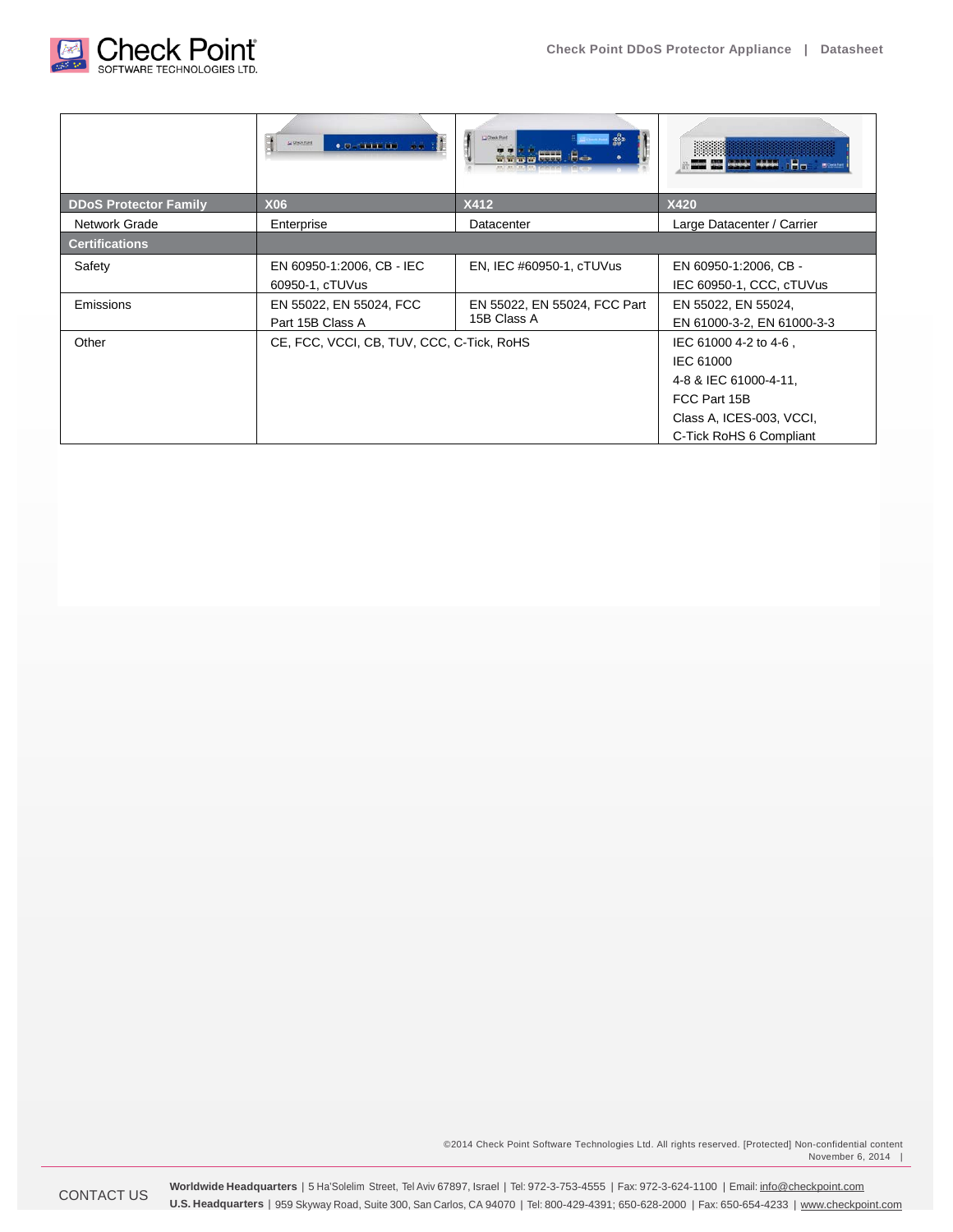| | | | |
|---|---|---|---|
| **DDoS Protector Family** | **X06** | **X412** | **X420** |
| Network Grade | Enterprise | Datacenter | Large Datacenter / Carrier |
| **Certifications** | | | |
| Safety | EN 60950-1:2006, CB - IEC 60950-1, cTUVus | EN, IEC #60950-1, cTUVus | EN 60950-1:2006, CB - IEC 60950-1, CCC, cTUVus |
| Emissions | EN 55022, EN 55024, FCC Part 15B Class A | EN 55022, EN 55024, FCC Part 15B Class A | EN 55022, EN 55024, EN 61000-3-2, EN 61000-3-3 |
| Other | CE, FCC, VCCI, CB, TUV, CCC, C-Tick, RoHS | | IEC 61000 4-2 to 4-6 , IEC 61000 4-8 & IEC 61000-4-11, FCC Part 15B Class A, ICES-003, VCCI, C-Tick RoHS 6 Compliant |

©2014 Check Point Software Technologies Ltd. All rights reserved. [Protected] Non-confidential content
November 6, 2014

CONTACT US

**Worldwide Headquarters** | 5 Ha'Solelim Street, Tel Aviv 67897, Israel | Tel: 972-3-753-4555 | Fax: 972-3-624-1100 | Email: info@checkpoint.com
**U.S. Headquarters** | 959 Skyway Road, Suite 300, San Carlos, CA 94070 | Tel: 800-429-4391; 650-628-2000 | Fax: 650-654-4233 | www.checkpoint.com